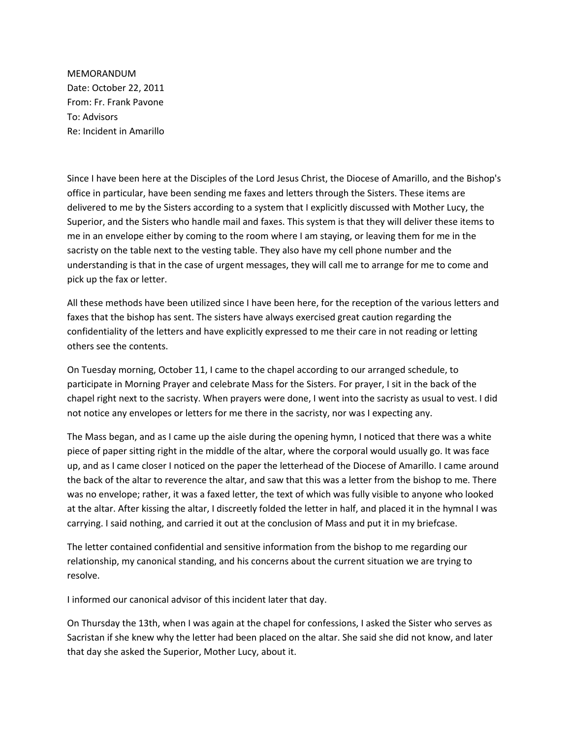MEMORANDUM
Date: October 22, 2011
From: Fr. Frank Pavone
To: Advisors
Re: Incident in Amarillo

Since I have been here at the Disciples of the Lord Jesus Christ, the Diocese of Amarillo, and the Bishop's office in particular, have been sending me faxes and letters through the Sisters. These items are delivered to me by the Sisters according to a system that I explicitly discussed with Mother Lucy, the Superior, and the Sisters who handle mail and faxes. This system is that they will deliver these items to me in an envelope either by coming to the room where I am staying, or leaving them for me in the sacristy on the table next to the vesting table. They also have my cell phone number and the understanding is that in the case of urgent messages, they will call me to arrange for me to come and pick up the fax or letter.

All these methods have been utilized since I have been here, for the reception of the various letters and faxes that the bishop has sent. The sisters have always exercised great caution regarding the confidentiality of the letters and have explicitly expressed to me their care in not reading or letting others see the contents.

On Tuesday morning, October 11, I came to the chapel according to our arranged schedule, to participate in Morning Prayer and celebrate Mass for the Sisters. For prayer, I sit in the back of the chapel right next to the sacristy. When prayers were done, I went into the sacristy as usual to vest. I did not notice any envelopes or letters for me there in the sacristy, nor was I expecting any.

The Mass began, and as I came up the aisle during the opening hymn, I noticed that there was a white piece of paper sitting right in the middle of the altar, where the corporal would usually go. It was face up, and as I came closer I noticed on the paper the letterhead of the Diocese of Amarillo. I came around the back of the altar to reverence the altar, and saw that this was a letter from the bishop to me. There was no envelope; rather, it was a faxed letter, the text of which was fully visible to anyone who looked at the altar. After kissing the altar, I discreetly folded the letter in half, and placed it in the hymnal I was carrying. I said nothing, and carried it out at the conclusion of Mass and put it in my briefcase.

The letter contained confidential and sensitive information from the bishop to me regarding our relationship, my canonical standing, and his concerns about the current situation we are trying to resolve.

I informed our canonical advisor of this incident later that day.

On Thursday the 13th, when I was again at the chapel for confessions, I asked the Sister who serves as Sacristan if she knew why the letter had been placed on the altar. She said she did not know, and later that day she asked the Superior, Mother Lucy, about it.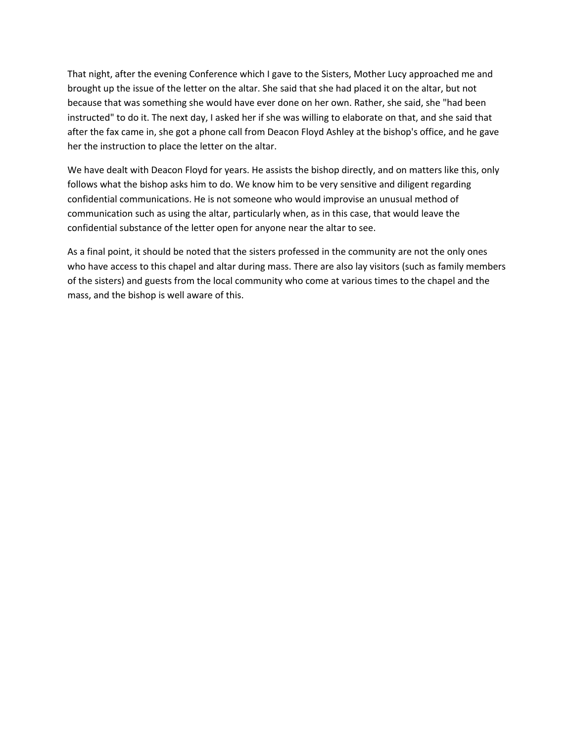That night, after the evening Conference which I gave to the Sisters, Mother Lucy approached me and brought up the issue of the letter on the altar. She said that she had placed it on the altar, but not because that was something she would have ever done on her own. Rather, she said, she "had been instructed" to do it. The next day, I asked her if she was willing to elaborate on that, and she said that after the fax came in, she got a phone call from Deacon Floyd Ashley at the bishop's office, and he gave her the instruction to place the letter on the altar.

We have dealt with Deacon Floyd for years. He assists the bishop directly, and on matters like this, only follows what the bishop asks him to do. We know him to be very sensitive and diligent regarding confidential communications. He is not someone who would improvise an unusual method of communication such as using the altar, particularly when, as in this case, that would leave the confidential substance of the letter open for anyone near the altar to see.

As a final point, it should be noted that the sisters professed in the community are not the only ones who have access to this chapel and altar during mass. There are also lay visitors (such as family members of the sisters) and guests from the local community who come at various times to the chapel and the mass, and the bishop is well aware of this.